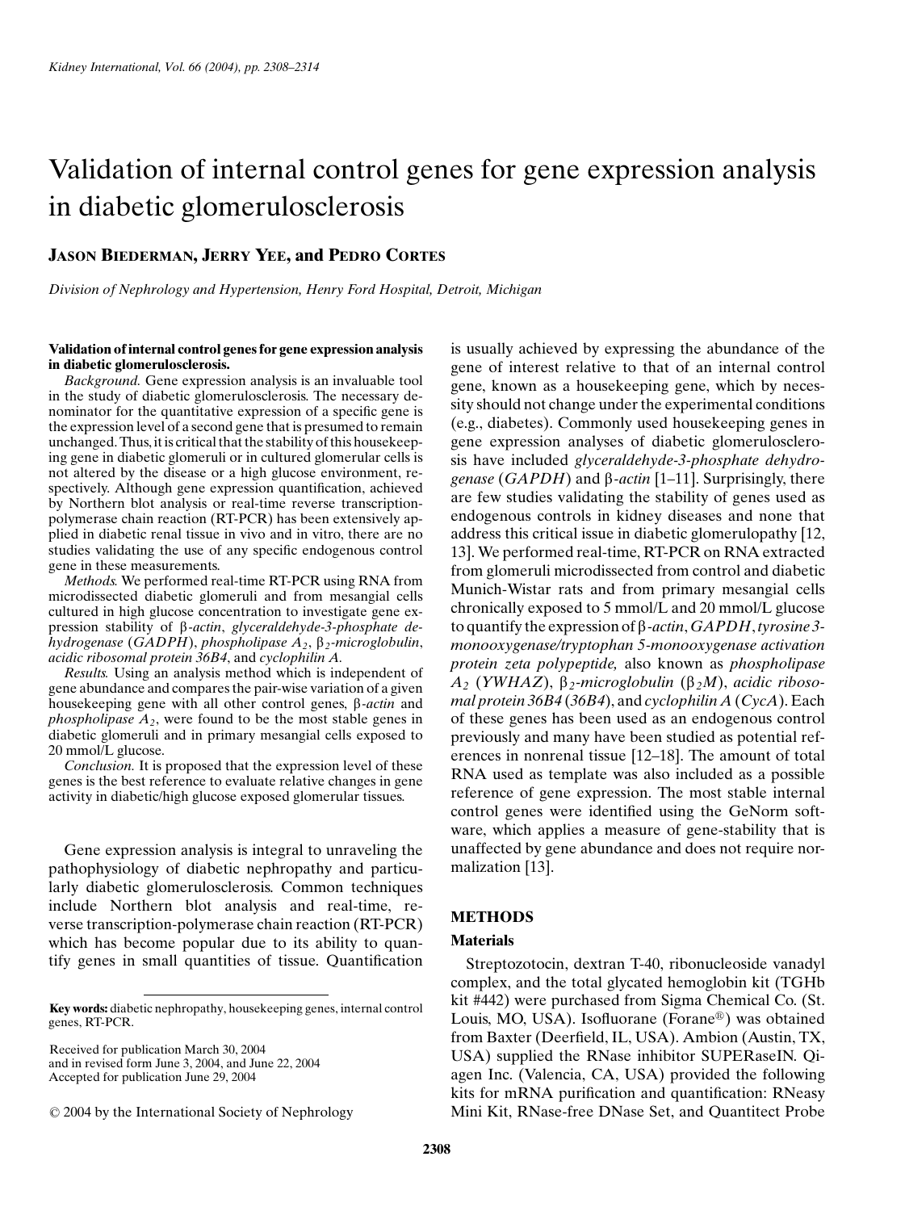# Validation of internal control genes for gene expression analysis in diabetic glomerulosclerosis

**JASON BIEDERMAN, JERRY YEE, and PEDRO CORTES**

*Division of Nephrology and Hypertension, Henry Ford Hospital, Detroit, Michigan*

**Validation of internal control genes for gene expression analysis in diabetic glomerulosclerosis.**

*Background.* Gene expression analysis is an invaluable tool in the study of diabetic glomerulosclerosis. The necessary denominator for the quantitative expression of a specific gene is the expression level of a second gene that is presumed to remain unchanged. Thus, it is critical that the stability of this housekeeping gene in diabetic glomeruli or in cultured glomerular cells is not altered by the disease or a high glucose environment, respectively. Although gene expression quantification, achieved by Northern blot analysis or real-time reverse transcription-polymerase chain reaction (RT-PCR) has been extensively applied in diabetic renal tissue in vivo and in vitro, there are no studies validating the use of any specific endogenous control gene in these measurements.

*Methods.* We performed real-time RT-PCR using RNA from microdissected diabetic glomeruli and from mesangial cells cultured in high glucose concentration to investigate gene expression stability of β-*actin*, *glyceraldehyde-3-phosphate dehydrogenase* (*GADPH*), *phospholipase* $A_2$, $\beta_2$-*microglobulin*, *acidic ribosomal protein 36B4*, and *cyclophilin A*.

*Results.* Using an analysis method which is independent of gene abundance and compares the pair-wise variation of a given housekeeping gene with all other control genes, β-*actin* and *phospholipase* $A_2$, were found to be the most stable genes in diabetic glomeruli and in primary mesangial cells exposed to 20 mmol/L glucose.

*Conclusion.* It is proposed that the expression level of these genes is the best reference to evaluate relative changes in gene activity in diabetic/high glucose exposed glomerular tissues.

Gene expression analysis is integral to unraveling the pathophysiology of diabetic nephropathy and particularly diabetic glomerulosclerosis. Common techniques include Northern blot analysis and real-time, reverse transcription-polymerase chain reaction (RT-PCR) which has become popular due to its ability to quantify genes in small quantities of tissue. Quantification is usually achieved by expressing the abundance of the gene of interest relative to that of an internal control gene, known as a housekeeping gene, which by necessity should not change under the experimental conditions (e.g., diabetes). Commonly used housekeeping genes in gene expression analyses of diabetic glomerulosclerosis have included *glyceraldehyde-3-phosphate dehydrogenase* (*GAPDH*) and β-*actin* [1–11]. Surprisingly, there are few studies validating the stability of genes used as endogenous controls in kidney diseases and none that address this critical issue in diabetic glomerulopathy [12, 13]. We performed real-time, RT-PCR on RNA extracted from glomeruli microdissected from control and diabetic Munich-Wistar rats and from primary mesangial cells chronically exposed to 5 mmol/L and 20 mmol/L glucose to quantify the expression of β-*actin*, *GAPDH*, *tyrosine 3-monooxygenase/tryptophan 5-monooxygenase activation protein zeta polypeptide,* also known as *phospholipase* $A_2$ (*YWHAZ*), $\beta_2$-*microglobulin* ($\beta_2 M$), *acidic ribosomal protein 36B4* (*36B4*), and *cyclophilin A* (*CycA*). Each of these genes has been used as an endogenous control previously and many have been studied as potential references in nonrenal tissue [12–18]. The amount of total RNA used as template was also included as a possible reference of gene expression. The most stable internal control genes were identified using the GeNorm software, which applies a measure of gene-stability that is unaffected by gene abundance and does not require normalization [13].

**Key words:** diabetic nephropathy, housekeeping genes, internal control genes, RT-PCR.

Received for publication March 30, 2004
and in revised form June 3, 2004, and June 22, 2004
Accepted for publication June 29, 2004

© 2004 by the International Society of Nephrology

## METHODS

### Materials

Streptozotocin, dextran T-40, ribonucleoside vanadyl complex, and the total glycated hemoglobin kit (TGHb kit #442) were purchased from Sigma Chemical Co. (St. Louis, MO, USA). Isofluorane (Forane®) was obtained from Baxter (Deerfield, IL, USA). Ambion (Austin, TX, USA) supplied the RNase inhibitor SUPERaseIN. Qiagen Inc. (Valencia, CA, USA) provided the following kits for mRNA purification and quantification: RNeasy Mini Kit, RNase-free DNase Set, and Quantitect Probe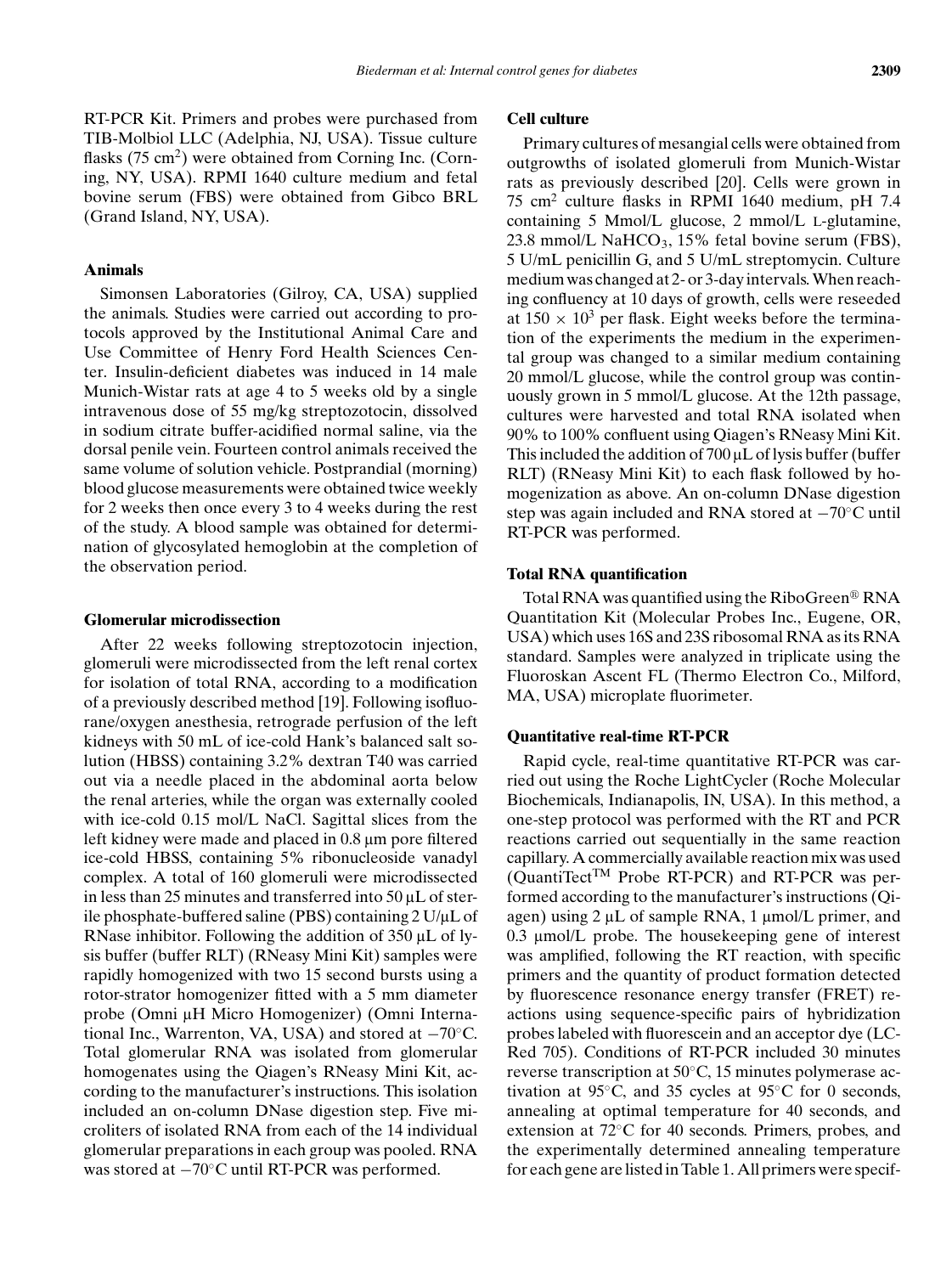RT-PCR Kit. Primers and probes were purchased from TIB-Molbiol LLC (Adelphia, NJ, USA). Tissue culture flasks (75 $cm^2$) were obtained from Corning Inc. (Corning, NY, USA). RPMI 1640 culture medium and fetal bovine serum (FBS) were obtained from Gibco BRL (Grand Island, NY, USA).

### Animals

Simonsen Laboratories (Gilroy, CA, USA) supplied the animals. Studies were carried out according to protocols approved by the Institutional Animal Care and Use Committee of Henry Ford Health Sciences Center. Insulin-deficient diabetes was induced in 14 male Munich-Wistar rats at age 4 to 5 weeks old by a single intravenous dose of 55 mg/kg streptozotocin, dissolved in sodium citrate buffer-acidified normal saline, via the dorsal penile vein. Fourteen control animals received the same volume of solution vehicle. Postprandial (morning) blood glucose measurements were obtained twice weekly for 2 weeks then once every 3 to 4 weeks during the rest of the study. A blood sample was obtained for determination of glycosylated hemoglobin at the completion of the observation period.

### Glomerular microdissection

After 22 weeks following streptozotocin injection, glomeruli were microdissected from the left renal cortex for isolation of total RNA, according to a modification of a previously described method [19]. Following isoflurane/oxygen anesthesia, retrograde perfusion of the left kidneys with 50 mL of ice-cold Hank's balanced salt solution (HBSS) containing 3.2% dextran T40 was carried out via a needle placed in the abdominal aorta below the renal arteries, while the organ was externally cooled with ice-cold 0.15 mol/L NaCl. Sagittal slices from the left kidney were made and placed in 0.8 μm pore filtered ice-cold HBSS, containing 5% ribonucleoside vanadyl complex. A total of 160 glomeruli were microdissected in less than 25 minutes and transferred into 50 μL of sterile phosphate-buffered saline (PBS) containing 2 U/μL of RNase inhibitor. Following the addition of 350 μL of lysis buffer (buffer RLT) (RNeasy Mini Kit) samples were rapidly homogenized with two 15 second bursts using a rotor-strator homogenizer fitted with a 5 mm diameter probe (Omni μH Micro Homogenizer) (Omni International Inc., Warrenton, VA, USA) and stored at −70°C. Total glomerular RNA was isolated from glomerular homogenates using the Qiagen's RNeasy Mini Kit, according to the manufacturer's instructions. This isolation included an on-column DNase digestion step. Five microliters of isolated RNA from each of the 14 individual glomerular preparations in each group was pooled. RNA was stored at −70°C until RT-PCR was performed.

### Cell culture

Primary cultures of mesangial cells were obtained from outgrowths of isolated glomeruli from Munich-Wistar rats as previously described [20]. Cells were grown in 75 $cm^2$ culture flasks in RPMI 1640 medium, pH 7.4 containing 5 Mmol/L glucose, 2 mmol/L L-glutamine, 23.8 mmol/L $NaHCO_3$, 15% fetal bovine serum (FBS), 5 U/mL penicillin G, and 5 U/mL streptomycin. Culture medium was changed at 2- or 3-day intervals. When reaching confluency at 10 days of growth, cells were reseeded at $150 \times 10^3$ per flask. Eight weeks before the termination of the experiments the medium in the experimental group was changed to a similar medium containing 20 mmol/L glucose, while the control group was continuously grown in 5 mmol/L glucose. At the 12th passage, cultures were harvested and total RNA isolated when 90% to 100% confluent using Qiagen's RNeasy Mini Kit. This included the addition of 700 μL of lysis buffer (buffer RLT) (RNeasy Mini Kit) to each flask followed by homogenization as above. An on-column DNase digestion step was again included and RNA stored at −70°C until RT-PCR was performed.

### Total RNA quantification

Total RNA was quantified using the RiboGreen® RNA Quantitation Kit (Molecular Probes Inc., Eugene, OR, USA) which uses 16S and 23S ribosomal RNA as its RNA standard. Samples were analyzed in triplicate using the Fluoroskan Ascent FL (Thermo Electron Co., Milford, MA, USA) microplate fluorimeter.

### Quantitative real-time RT-PCR

Rapid cycle, real-time quantitative RT-PCR was carried out using the Roche LightCycler (Roche Molecular Biochemicals, Indianapolis, IN, USA). In this method, a one-step protocol was performed with the RT and PCR reactions carried out sequentially in the same reaction capillary. A commercially available reaction mix was used (QuantiTect™ Probe RT-PCR) and RT-PCR was performed according to the manufacturer's instructions (Qiagen) using 2 μL of sample RNA, 1 μmol/L primer, and 0.3 μmol/L probe. The housekeeping gene of interest was amplified, following the RT reaction, with specific primers and the quantity of product formation detected by fluorescence resonance energy transfer (FRET) reactions using sequence-specific pairs of hybridization probes labeled with fluorescein and an acceptor dye (LC-Red 705). Conditions of RT-PCR included 30 minutes reverse transcription at 50°C, 15 minutes polymerase activation at 95°C, and 35 cycles at 95°C for 0 seconds, annealing at optimal temperature for 40 seconds, and extension at 72°C for 40 seconds. Primers, probes, and the experimentally determined annealing temperature for each gene are listed in Table 1. All primers were specif-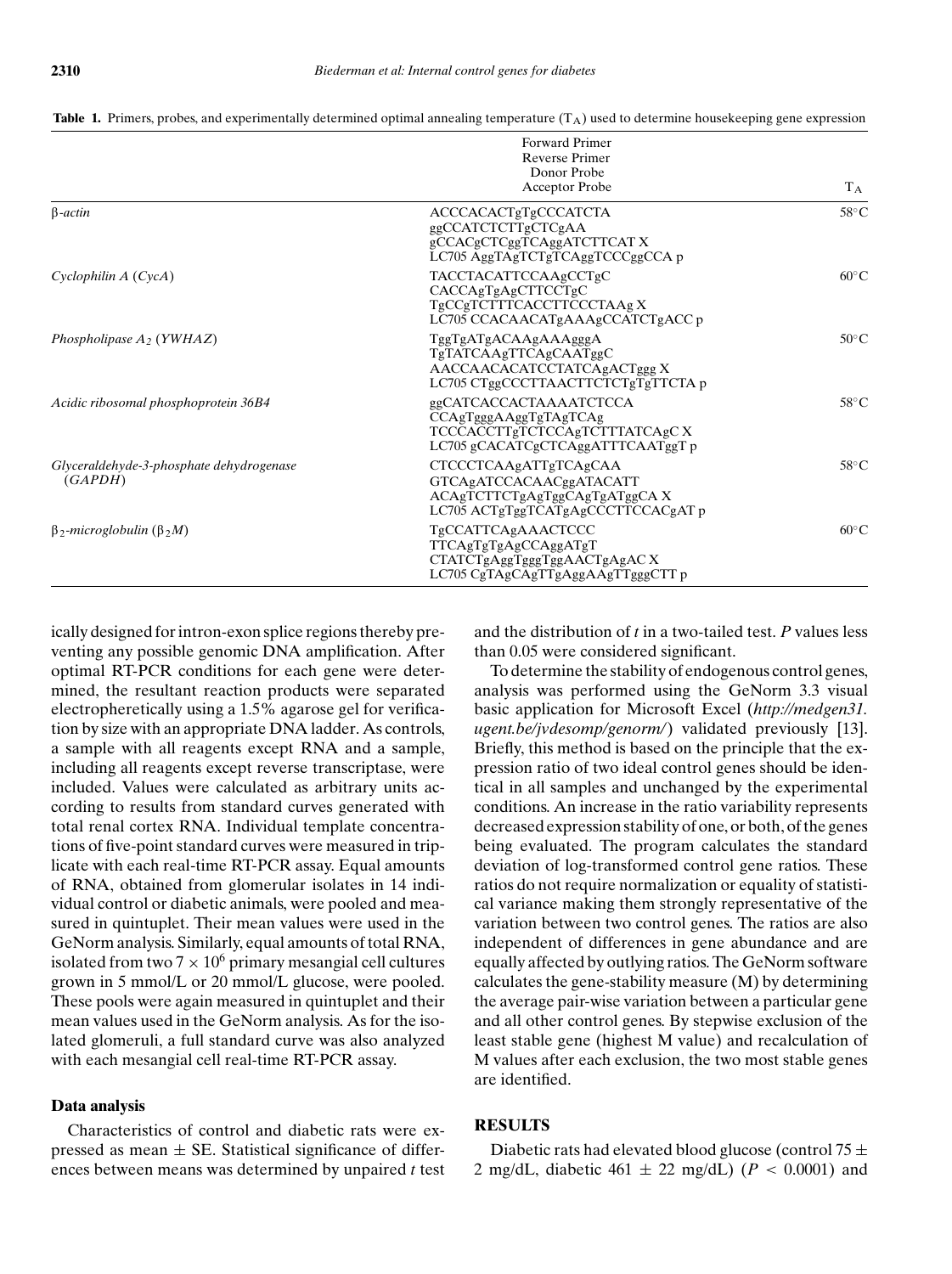**Table 1.** Primers, probes, and experimentally determined optimal annealing temperature ($T_A$) used to determine housekeeping gene expression

| | Forward Primer<br>Reverse Primer<br>Donor Probe<br>Acceptor Probe | $T_A$ |
|---|---|---|
| *β-actin* | ACCCACACTgTgCCCATCTA<br>ggCCATCTCTTgCTCgAA<br>gCCACgCTCggTCAggATCTTCAT X<br>LC705 AggTAgTCTgTCAggTCCCggCCA p | 58°C |
| *Cyclophilin A* (*CycA*) | TACCTACATTCCAAgCCTgC<br>CACCAgTgAgCTTCCTgC<br>TgCCgTCTTTCACCTTCCCTAAg X<br>LC705 CCACAACATgAAAgCCATCTgACC p | 60°C |
| *Phospholipase $A_2$* (*YWHAZ*) | TggTgATgACAAgAAAgggA<br>TgTATCAAgTTCAgCAATggC<br>AACCAACACATCCTATCAgACTggg X<br>LC705 CTggCCCTTAACTTCTCTgTgTTCTA p | 50°C |
| *Acidic ribosomal phosphoprotein 36B4* | ggCATCACCACTAAAATCTCCA<br>CCAgTgggAAggTgTAgTCAg<br>TCCCACCTTgTCTCCAgTCTTTATCAgC X<br>LC705 gCACATCgCTCAggATTTCAATggT p | 58°C |
| *Glyceraldehyde-3-phosphate dehydrogenase* (*GAPDH*) | CTCCCTCAAgATTgTCAgCAA<br>GTCAgATCCACAACggATACATT<br>ACAgTCTTCTgAgTggCAgTgATggCA X<br>LC705 ACTgTggTCATgAgCCCTTCCACgAT p | 58°C |
| *$β_2$-microglobulin* ($β_2M$) | TgCCATTCAgAAAACTCCC<br>TTCAgTgTgAgCCAggATgT<br>CTATCTgAggTgggTggAACTgAgAC X<br>LC705 CgTAgCAgTTgAggAAgTTgggCTT p | 60°C |

ically designed for intron-exon splice regions thereby preventing any possible genomic DNA amplification. After optimal RT-PCR conditions for each gene were determined, the resultant reaction products were separated electrophoretically using a 1.5% agarose gel for verification by size with an appropriate DNA ladder. As controls, a sample with all reagents except RNA and a sample, including all reagents except reverse transcriptase, were included. Values were calculated as arbitrary units according to results from standard curves generated with total renal cortex RNA. Individual template concentrations of five-point standard curves were measured in triplicate with each real-time RT-PCR assay. Equal amounts of RNA, obtained from glomerular isolates in 14 individual control or diabetic animals, were pooled and measured in quintuplet. Their mean values were used in the GeNorm analysis. Similarly, equal amounts of total RNA, isolated from two $7 \times 10^6$ primary mesangial cell cultures grown in 5 mmol/L or 20 mmol/L glucose, were pooled. These pools were again measured in quintuplet and their mean values used in the GeNorm analysis. As for the isolated glomeruli, a full standard curve was also analyzed with each mesangial cell real-time RT-PCR assay.

### Data analysis

Characteristics of control and diabetic rats were expressed as mean ± SE. Statistical significance of differences between means was determined by unpaired *t* test and the distribution of *t* in a two-tailed test. *P* values less than 0.05 were considered significant.

To determine the stability of endogenous control genes, analysis was performed using the GeNorm 3.3 visual basic application for Microsoft Excel (*http://medgen31.ugent.be/jvdesomp/genorm/*) validated previously [13]. Briefly, this method is based on the principle that the expression ratio of two ideal control genes should be identical in all samples and unchanged by the experimental conditions. An increase in the ratio variability represents decreased expression stability of one, or both, of the genes being evaluated. The program calculates the standard deviation of log-transformed control gene ratios. These ratios do not require normalization or equality of statistical variance making them strongly representative of the variation between two control genes. The ratios are also independent of differences in gene abundance and are equally affected by outlying ratios. The GeNorm software calculates the gene-stability measure (M) by determining the average pair-wise variation between a particular gene and all other control genes. By stepwise exclusion of the least stable gene (highest M value) and recalculation of M values after each exclusion, the two most stable genes are identified.

## RESULTS

Diabetic rats had elevated blood glucose (control 75 ± 2 mg/dL, diabetic 461 ± 22 mg/dL) ($P < 0.0001$) and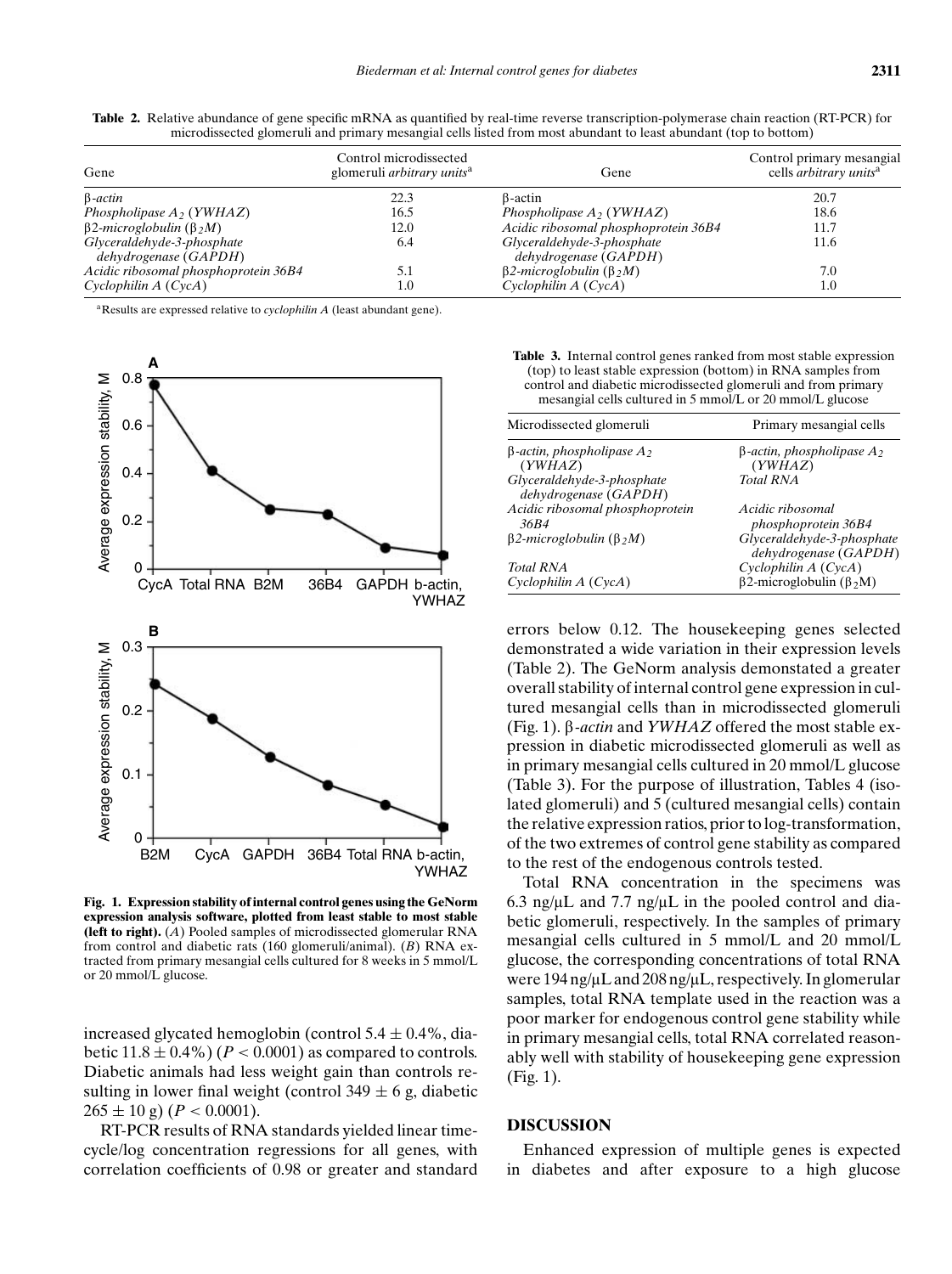**Table 2.** Relative abundance of gene specific mRNA as quantified by real-time reverse transcription-polymerase chain reaction (RT-PCR) for microdissected glomeruli and primary mesangial cells listed from most abundant to least abundant (top to bottom)

| Gene | Control microdissected glomeruli *arbitrary units*[a] | Gene | Control primary mesangial cells *arbitrary units*[a] |
|---|---|---|---|
| *β-actin* | 22.3 | β-actin | 20.7 |
| *Phospholipase $A_2$ (YWHAZ)* | 16.5 | *Phospholipase $A_2$ (YWHAZ)* | 18.6 |
| *β2-microglobulin ($β_2M$)* | 12.0 | *Acidic ribosomal phosphoprotein 36B4* | 11.7 |
| *Glyceraldehyde-3-phosphate dehydrogenase (GAPDH)* | 6.4 | *Glyceraldehyde-3-phosphate dehydrogenase (GAPDH)* | 11.6 |
| *Acidic ribosomal phosphoprotein 36B4* | 5.1 | *β2-microglobulin ($β_2M$)* | 7.0 |
| *Cyclophilin A (CycA)* | 1.0 | *Cyclophilin A (CycA)* | 1.0 |

[a]Results are expressed relative to *cyclophilin A* (least abundant gene).

**Fig. 1. Expression stability of internal control genes using the GeNorm expression analysis software, plotted from least stable to most stable (left to right).** (*A*) Pooled samples of microdissected glomerular RNA from control and diabetic rats (160 glomeruli/animal). (*B*) RNA extracted from primary mesangial cells cultured for 8 weeks in 5 mmol/L or 20 mmol/L glucose.

**Table 3.** Internal control genes ranked from most stable expression (top) to least stable expression (bottom) in RNA samples from control and diabetic microdissected glomeruli and from primary mesangial cells cultured in 5 mmol/L or 20 mmol/L glucose

| Microdissected glomeruli | Primary mesangial cells |
|---|---|
| *β-actin, phospholipase $A_2$ (YWHAZ)* | *β-actin, phospholipase $A_2$ (YWHAZ)* |
| *Glyceraldehyde-3-phosphate dehydrogenase (GAPDH)* | *Total RNA* |
| *Acidic ribosomal phosphoprotein 36B4* | *Acidic ribosomal phosphoprotein 36B4* |
| *β2-microglobulin ($β_2M$)* | *Glyceraldehyde-3-phosphate dehydrogenase (GAPDH)* |
| *Total RNA* | *Cyclophilin A (CycA)* |
| *Cyclophilin A (CycA)* | β2-microglobulin ($β_2$M) |

increased glycated hemoglobin (control $5.4 \pm 0.4\%$, diabetic $11.8 \pm 0.4\%$) ($P < 0.0001$) as compared to controls. Diabetic animals had less weight gain than controls resulting in lower final weight (control $349 \pm 6$ g, diabetic $265 \pm 10$ g) ($P < 0.0001$).

RT-PCR results of RNA standards yielded linear time-cycle/log concentration regressions for all genes, with correlation coefficients of 0.98 or greater and standard errors below 0.12. The housekeeping genes selected demonstrated a wide variation in their expression levels (Table 2). The GeNorm analysis demonstated a greater overall stability of internal control gene expression in cultured mesangial cells than in microdissected glomeruli (Fig. 1). *β-actin* and *YWHAZ* offered the most stable expression in diabetic microdissected glomeruli as well as in primary mesangial cells cultured in 20 mmol/L glucose (Table 3). For the purpose of illustration, Tables 4 (isolated glomeruli) and 5 (cultured mesangial cells) contain the relative expression ratios, prior to log-transformation, of the two extremes of control gene stability as compared to the rest of the endogenous controls tested.

Total RNA concentration in the specimens was 6.3 ng/μL and 7.7 ng/μL in the pooled control and diabetic glomeruli, respectively. In the samples of primary mesangial cells cultured in 5 mmol/L and 20 mmol/L glucose, the corresponding concentrations of total RNA were 194 ng/μL and 208 ng/μL, respectively. In glomerular samples, total RNA template used in the reaction was a poor marker for endogenous control gene stability while in primary mesangial cells, total RNA correlated reasonably well with stability of housekeeping gene expression (Fig. 1).

## DISCUSSION

Enhanced expression of multiple genes is expected in diabetes and after exposure to a high glucose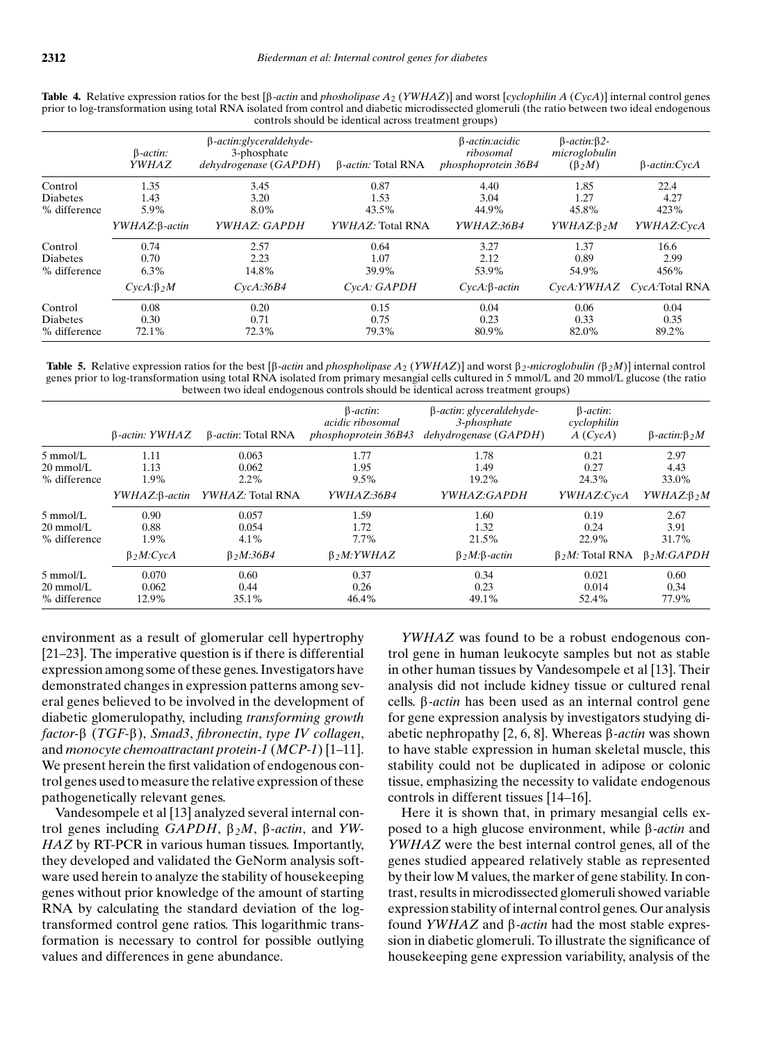**Table 4.** Relative expression ratios for the best [β-*actin* and *phosholipase* $A_2$ (*YWHAZ*)] and worst [*cyclophilin A* (*CycA*)] internal control genes prior to log-transformation using total RNA isolated from control and diabetic microdissected glomeruli (the ratio between two ideal endogenous controls should be identical across treatment groups)

| | β-*actin:* *YWHAZ* | β-*actin:glyceraldehyde-3-phosphate dehydrogenase* (*GAPDH*) | β-*actin:* Total RNA | β-*actin:acidic ribosomal phosphoprotein 36B4* | β-*actin:*β*2-microglobulin* ($\beta_2 M$) | β-*actin:CycA* |
|---|---|---|---|---|---|---|
| Control | 1.35 | 3.45 | 0.87 | 4.40 | 1.85 | 22.4 |
| Diabetes | 1.43 | 3.20 | 1.53 | 3.04 | 1.27 | 4.27 |
| % difference | 5.9% | 8.0% | 43.5% | 44.9% | 45.8% | 423% |
| | *YWHAZ:*β-*actin* | *YWHAZ: GAPDH* | *YWHAZ:* Total RNA | *YWHAZ:36B4* | *YWHAZ:*$\beta_2 M$ | *YWHAZ:CycA* |
| Control | 0.74 | 2.57 | 0.64 | 3.27 | 1.37 | 16.6 |
| Diabetes | 0.70 | 2.23 | 1.07 | 2.12 | 0.89 | 2.99 |
| % difference | 6.3% | 14.8% | 39.9% | 53.9% | 54.9% | 456% |
| | *CycA:*$\beta_2 M$ | *CycA:36B4* | *CycA: GAPDH* | *CycA:*β-*actin* | *CycA:YWHAZ* | *CycA:*Total RNA |
| Control | 0.08 | 0.20 | 0.15 | 0.04 | 0.06 | 0.04 |
| Diabetes | 0.30 | 0.71 | 0.75 | 0.23 | 0.33 | 0.35 |
| % difference | 72.1% | 72.3% | 79.3% | 80.9% | 82.0% | 89.2% |

**Table 5.** Relative expression ratios for the best [β-*actin* and *phospholipase* $A_2$ (*YWHAZ*)] and worst $\beta_2$*-microglobulin* ($\beta_2 M$)] internal control genes prior to log-transformation using total RNA isolated from primary mesangial cells cultured in 5 mmol/L and 20 mmol/L glucose (the ratio between two ideal endogenous controls should be identical across treatment groups)

| | β-*actin: YWHAZ* | β-*actin*: Total RNA | β-*actin*: *acidic ribosomal phosphoprotein 36B43* | β-*actin*: *glyceraldehyde-3-phosphate dehydrogenase* (*GAPDH*) | β-*actin*: *cyclophilin A* (*CycA*) | β-*actin:*$\beta_2 M$ |
|---|---|---|---|---|---|---|
| 5 mmol/L | 1.11 | 0.063 | 1.77 | 1.78 | 0.21 | 2.97 |
| 20 mmol/L | 1.13 | 0.062 | 1.95 | 1.49 | 0.27 | 4.43 |
| % difference | 1.9% | 2.2% | 9.5% | 19.2% | 24.3% | 33.0% |
| | *YWHAZ:*β-*actin* | *YWHAZ:* Total RNA | *YWHAZ:36B4* | *YWHAZ:GAPDH* | *YWHAZ:CycA* | *YWHAZ:*$\beta_2 M$ |
| 5 mmol/L | 0.90 | 0.057 | 1.59 | 1.60 | 0.19 | 2.67 |
| 20 mmol/L | 0.88 | 0.054 | 1.72 | 1.32 | 0.24 | 3.91 |
| % difference | 1.9% | 4.1% | 7.7% | 21.5% | 22.9% | 31.7% |
| | $\beta_2 M$*:CycA* | $\beta_2 M$*:36B4* | $\beta_2 M$*:YWHAZ* | $\beta_2 M$*:*β-*actin* | $\beta_2 M$*:* Total RNA | $\beta_2 M$*:GAPDH* |
| 5 mmol/L | 0.070 | 0.60 | 0.37 | 0.34 | 0.021 | 0.60 |
| 20 mmol/L | 0.062 | 0.44 | 0.26 | 0.23 | 0.014 | 0.34 |
| % difference | 12.9% | 35.1% | 46.4% | 49.1% | 52.4% | 77.9% |

environment as a result of glomerular cell hypertrophy [21–23]. The imperative question is if there is differential expression among some of these genes. Investigators have demonstrated changes in expression patterns among several genes believed to be involved in the development of diabetic glomerulopathy, including *transforming growth factor-*β (*TGF-*β), *Smad3*, *fibronectin*, *type IV collagen*, and *monocyte chemoattractant protein-1* (*MCP-1*) [1–11]. We present herein the first validation of endogenous control genes used to measure the relative expression of these pathogenetically relevant genes.

Vandesompele et al [13] analyzed several internal control genes including *GAPDH*, $\beta_2 M$, β-*actin*, and *YWHAZ* by RT-PCR in various human tissues. Importantly, they developed and validated the GeNorm analysis software used herein to analyze the stability of housekeeping genes without prior knowledge of the amount of starting RNA by calculating the standard deviation of the log-transformed control gene ratios. This logarithmic transformation is necessary to control for possible outlying values and differences in gene abundance.

*YWHAZ* was found to be a robust endogenous control gene in human leukocyte samples but not as stable in other human tissues by Vandesompele et al [13]. Their analysis did not include kidney tissue or cultured renal cells. β-*actin* has been used as an internal control gene for gene expression analysis by investigators studying diabetic nephropathy [2, 6, 8]. Whereas β-*actin* was shown to have stable expression in human skeletal muscle, this stability could not be duplicated in adipose or colonic tissue, emphasizing the necessity to validate endogenous controls in different tissues [14–16].

Here it is shown that, in primary mesangial cells exposed to a high glucose environment, while β-*actin* and *YWHAZ* were the best internal control genes, all of the genes studied appeared relatively stable as represented by their low M values, the marker of gene stability. In contrast, results in microdissected glomeruli showed variable expression stability of internal control genes. Our analysis found *YWHAZ* and β-*actin* had the most stable expression in diabetic glomeruli. To illustrate the significance of housekeeping gene expression variability, analysis of the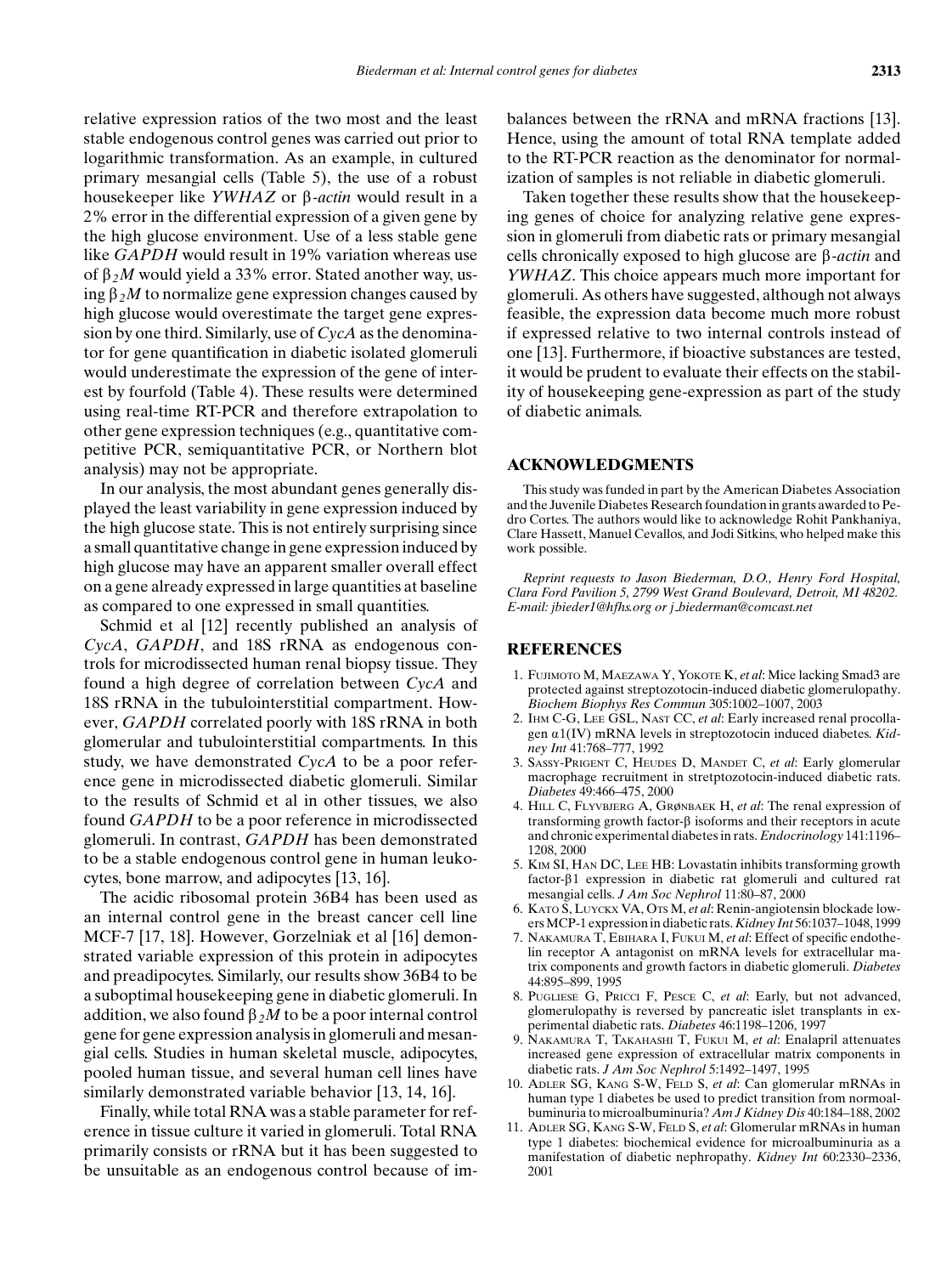relative expression ratios of the two most and the least stable endogenous control genes was carried out prior to logarithmic transformation. As an example, in cultured primary mesangial cells (Table 5), the use of a robust housekeeper like *YWHAZ* or β-*actin* would result in a 2% error in the differential expression of a given gene by the high glucose environment. Use of a less stable gene like *GAPDH* would result in 19% variation whereas use of $\beta_2 M$ would yield a 33% error. Stated another way, using $\beta_2 M$ to normalize gene expression changes caused by high glucose would overestimate the target gene expression by one third. Similarly, use of *CycA* as the denominator for gene quantification in diabetic isolated glomeruli would underestimate the expression of the gene of interest by fourfold (Table 4). These results were determined using real-time RT-PCR and therefore extrapolation to other gene expression techniques (e.g., quantitative competitive PCR, semiquantitative PCR, or Northern blot analysis) may not be appropriate.

In our analysis, the most abundant genes generally displayed the least variability in gene expression induced by the high glucose state. This is not entirely surprising since a small quantitative change in gene expression induced by high glucose may have an apparent smaller overall effect on a gene already expressed in large quantities at baseline as compared to one expressed in small quantities.

Schmid et al [12] recently published an analysis of *CycA*, *GAPDH*, and 18S rRNA as endogenous controls for microdissected human renal biopsy tissue. They found a high degree of correlation between *CycA* and 18S rRNA in the tubulointerstitial compartment. However, *GAPDH* correlated poorly with 18S rRNA in both glomerular and tubulointerstitial compartments. In this study, we have demonstrated *CycA* to be a poor reference gene in microdissected diabetic glomeruli. Similar to the results of Schmid et al in other tissues, we also found *GAPDH* to be a poor reference in microdissected glomeruli. In contrast, *GAPDH* has been demonstrated to be a stable endogenous control gene in human leukocytes, bone marrow, and adipocytes [13, 16].

The acidic ribosomal protein 36B4 has been used as an internal control gene in the breast cancer cell line MCF-7 [17, 18]. However, Gorzelniak et al [16] demonstrated variable expression of this protein in adipocytes and preadipocytes. Similarly, our results show 36B4 to be a suboptimal housekeeping gene in diabetic glomeruli. In addition, we also found $\beta_2 M$ to be a poor internal control gene for gene expression analysis in glomeruli and mesangial cells. Studies in human skeletal muscle, adipocytes, pooled human tissue, and several human cell lines have similarly demonstrated variable behavior [13, 14, 16].

Finally, while total RNA was a stable parameter for reference in tissue culture it varied in glomeruli. Total RNA primarily consists or rRNA but it has been suggested to be unsuitable as an endogenous control because of imbalances between the rRNA and mRNA fractions [13]. Hence, using the amount of total RNA template added to the RT-PCR reaction as the denominator for normalization of samples is not reliable in diabetic glomeruli.

Taken together these results show that the housekeeping genes of choice for analyzing relative gene expression in glomeruli from diabetic rats or primary mesangial cells chronically exposed to high glucose are β-*actin* and *YWHAZ*. This choice appears much more important for glomeruli. As others have suggested, although not always feasible, the expression data become much more robust if expressed relative to two internal controls instead of one [13]. Furthermore, if bioactive substances are tested, it would be prudent to evaluate their effects on the stability of housekeeping gene-expression as part of the study of diabetic animals.

## ACKNOWLEDGMENTS

This study was funded in part by the American Diabetes Association and the Juvenile Diabetes Research foundation in grants awarded to Pedro Cortes. The authors would like to acknowledge Rohit Pankhaniya, Clare Hassett, Manuel Cevallos, and Jodi Sitkins, who helped make this work possible.

*Reprint requests to Jason Biederman, D.O., Henry Ford Hospital, Clara Ford Pavilion 5, 2799 West Grand Boulevard, Detroit, MI 48202. E-mail: jbieder1@hfhs.org or j_biederman@comcast.net*

## REFERENCES

1. Fujimoto M, Maezawa Y, Yokote K, *et al*: Mice lacking Smad3 are protected against streptozotocin-induced diabetic glomerulopathy. *Biochem Biophys Res Commun* 305:1002–1007, 2003
2. Ihm C-G, Lee GSL, Nast CC, *et al*: Early increased renal procollagen α1(IV) mRNA levels in streptozotocin induced diabetes. *Kidney Int* 41:768–777, 1992
3. Sassy-Prigent C, Heudes D, Mandet C, *et al*: Early glomerular macrophage recruitment in stretptozotocin-induced diabetic rats. *Diabetes* 49:466–475, 2000
4. Hill C, Flyvbjerg A, Grønbaek H, *et al*: The renal expression of transforming growth factor-β isoforms and their receptors in acute and chronic experimental diabetes in rats. *Endocrinology* 141:1196–1208, 2000
5. Kim SI, Han DC, Lee HB: Lovastatin inhibits transforming growth factor-β1 expression in diabetic rat glomeruli and cultured rat mesangial cells. *J Am Soc Nephrol* 11:80–87, 2000
6. Kato S, Luyckx VA, Ots M, *et al*: Renin-angiotensin blockade lowers MCP-1 expression in diabetic rats. *Kidney Int* 56:1037–1048, 1999
7. Nakamura T, Ebihara I, Fukui M, *et al*: Effect of specific endothelin receptor A antagonist on mRNA levels for extracellular matrix components and growth factors in diabetic glomeruli. *Diabetes* 44:895–899, 1995
8. Pugliese G, Pricci F, Pesce C, *et al*: Early, but not advanced, glomerulopathy is reversed by pancreatic islet transplants in experimental diabetic rats. *Diabetes* 46:1198–1206, 1997
9. Nakamura T, Takahashi T, Fukui M, *et al*: Enalapril attenuates increased gene expression of extracellular matrix components in diabetic rats. *J Am Soc Nephrol* 5:1492–1497, 1995
10. Adler SG, Kang S-W, Feld S, *et al*: Can glomerular mRNAs in human type 1 diabetes be used to predict transition from normoalbuminuria to microalbuminuria? *Am J Kidney Dis* 40:184–188, 2002
11. Adler SG, Kang S-W, Feld S, *et al*: Glomerular mRNAs in human type 1 diabetes: biochemical evidence for microalbuminuria as a manifestation of diabetic nephropathy. *Kidney Int* 60:2330–2336, 2001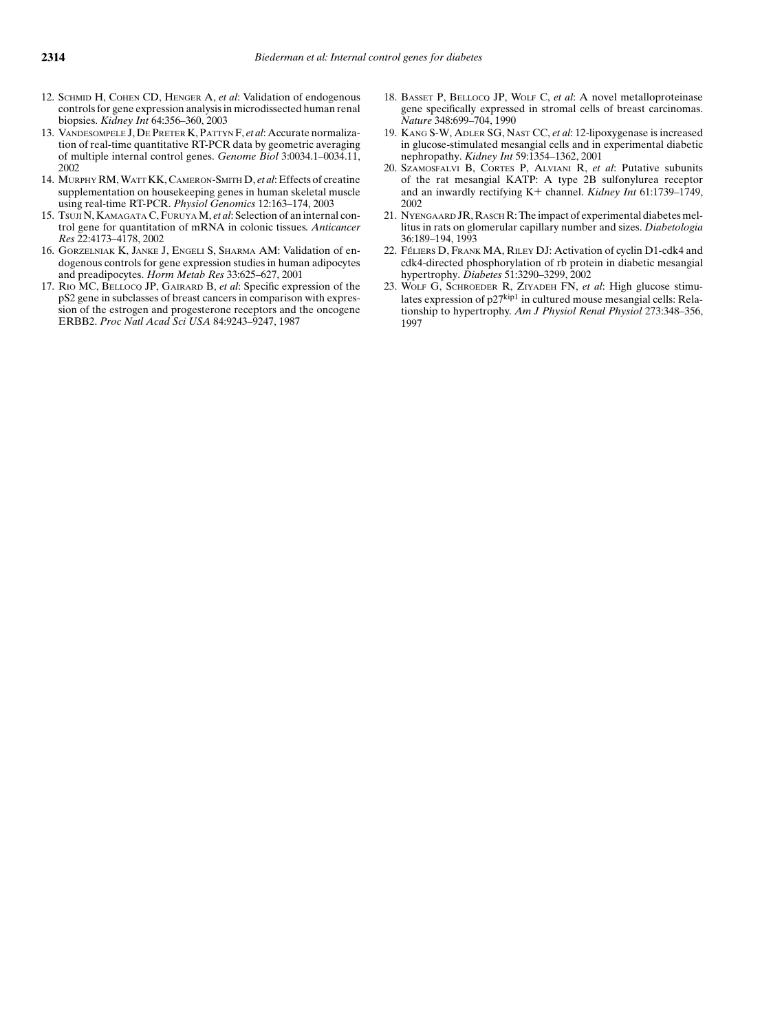12. Schmid H, Cohen CD, Henger A, *et al*: Validation of endogenous controls for gene expression analysis in microdissected human renal biopsies. *Kidney Int* 64:356–360, 2003
13. Vandesompele J, De Preter K, Pattyn F, *et al*: Accurate normalization of real-time quantitative RT-PCR data by geometric averaging of multiple internal control genes. *Genome Biol* 3:0034.1–0034.11, 2002
14. Murphy RM, Watt KK, Cameron-Smith D, *et al*: Effects of creatine supplementation on housekeeping genes in human skeletal muscle using real-time RT-PCR. *Physiol Genomics* 12:163–174, 2003
15. Tsuji N, Kamagata C, Furuya M, *et al*: Selection of an internal control gene for quantitation of mRNA in colonic tissues. *Anticancer Res* 22:4173–4178, 2002
16. Gorzelniak K, Janke J, Engeli S, Sharma AM: Validation of endogenous controls for gene expression studies in human adipocytes and preadipocytes. *Horm Metab Res* 33:625–627, 2001
17. Rio MC, Bellocq JP, Gairard B, *et al*: Specific expression of the pS2 gene in subclasses of breast cancers in comparison with expression of the estrogen and progesterone receptors and the oncogene ERBB2. *Proc Natl Acad Sci USA* 84:9243–9247, 1987
18. Basset P, Bellocq JP, Wolf C, *et al*: A novel metalloproteinase gene specifically expressed in stromal cells of breast carcinomas. *Nature* 348:699–704, 1990
19. Kang S-W, Adler SG, Nast CC, *et al*: 12-lipoxygenase is increased in glucose-stimulated mesangial cells and in experimental diabetic nephropathy. *Kidney Int* 59:1354–1362, 2001
20. Szamosfalvi B, Cortes P, Alviani R, *et al*: Putative subunits of the rat mesangial KATP: A type 2B sulfonylurea receptor and an inwardly rectifying K+ channel. *Kidney Int* 61:1739–1749, 2002
21. Nyengaard JR, Rasch R: The impact of experimental diabetes mellitus in rats on glomerular capillary number and sizes. *Diabetologia* 36:189–194, 1993
22. Féliers D, Frank MA, Riley DJ: Activation of cyclin D1-cdk4 and cdk4-directed phosphorylation of rb protein in diabetic mesangial hypertrophy. *Diabetes* 51:3290–3299, 2002
23. Wolf G, Schroeder R, Ziyadeh FN, *et al*: High glucose stimulates expression of $p27^{kip1}$ in cultured mouse mesangial cells: Relationship to hypertrophy. *Am J Physiol Renal Physiol* 273:348–356, 1997